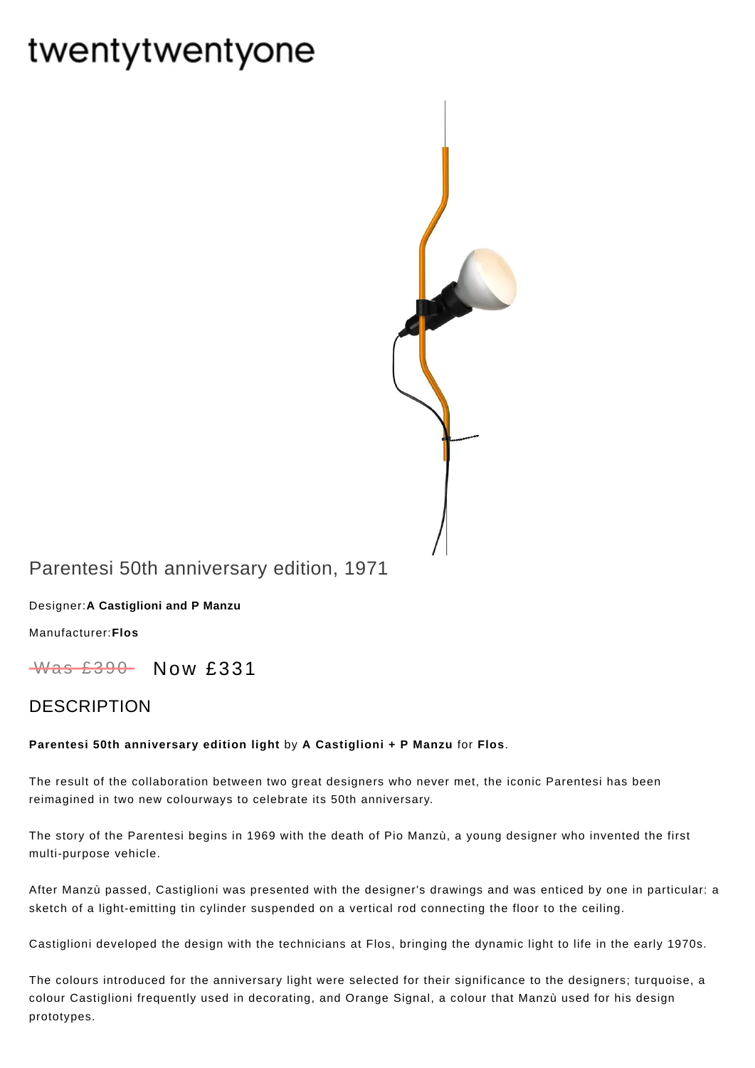# twentytwentyone

## Parentesi 50th anniversary edition, 1971

Designer:**A Castiglioni and P Manzu**

Manufacturer:**Flos**

~~Was £390~~ Now £331

## DESCRIPTION

**Parentesi 50th anniversary edition light** by **A Castiglioni + P Manzu** for **Flos**.

The result of the collaboration between two great designers who never met, the iconic Parentesi has been reimagined in two new colourways to celebrate its 50th anniversary.

The story of the Parentesi begins in 1969 with the death of Pio Manzù, a young designer who invented the first multi-purpose vehicle.

After Manzù passed, Castiglioni was presented with the designer's drawings and was enticed by one in particular: a sketch of a light-emitting tin cylinder suspended on a vertical rod connecting the floor to the ceiling.

Castiglioni developed the design with the technicians at Flos, bringing the dynamic light to life in the early 1970s.

The colours introduced for the anniversary light were selected for their significance to the designers; turquoise, a colour Castiglioni frequently used in decorating, and Orange Signal, a colour that Manzù used for his design prototypes.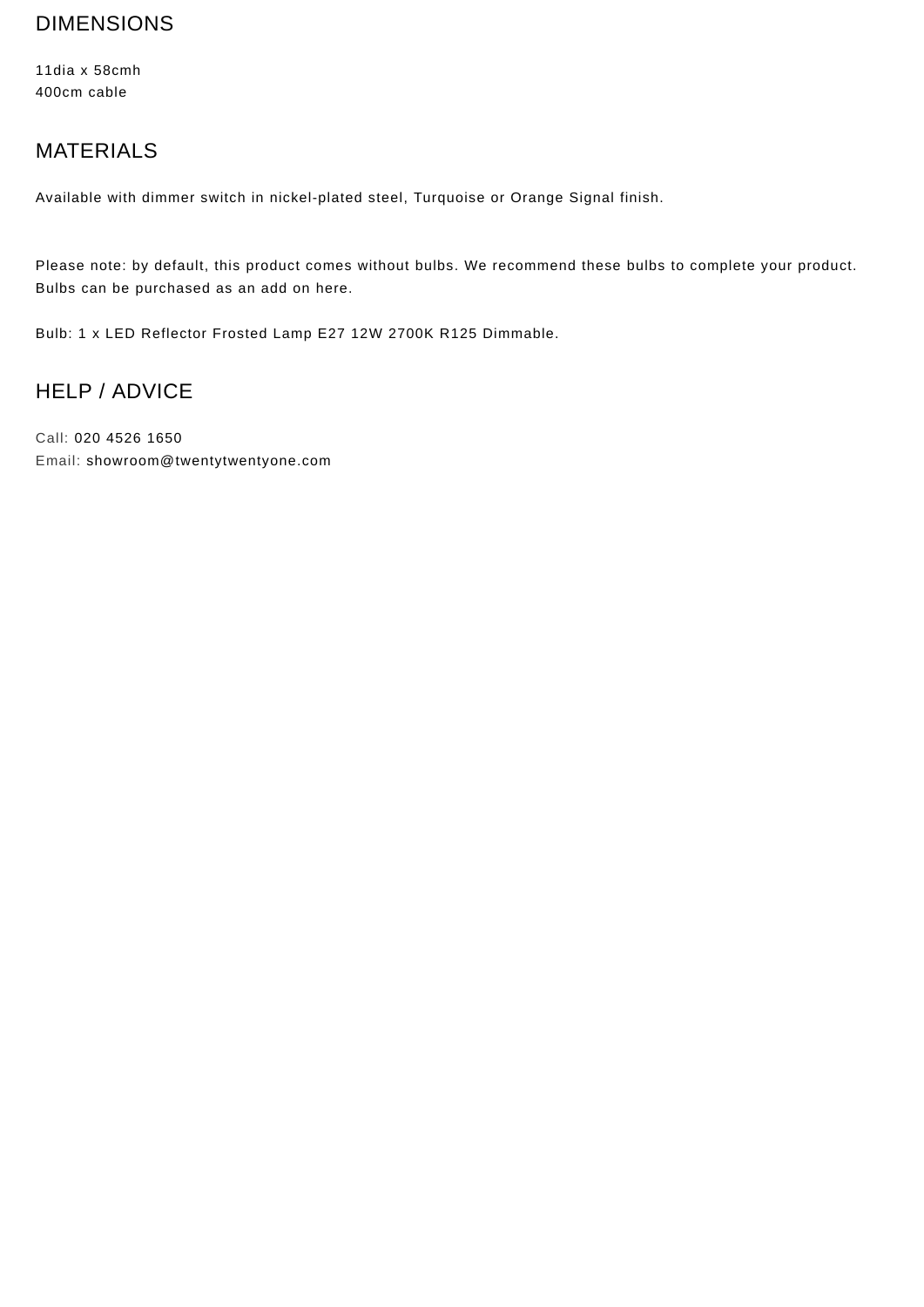## DIMENSIONS

11dia x 58cmh
400cm cable

## MATERIALS

Available with dimmer switch in nickel-plated steel, Turquoise or Orange Signal finish.

Please note: by default, this product comes without bulbs. We recommend these bulbs to complete your product. Bulbs can be purchased as an add on here.

Bulb: 1 x LED Reflector Frosted Lamp E27 12W 2700K R125 Dimmable.

## HELP / ADVICE

Call: 020 4526 1650
Email: showroom@twentytwentyone.com